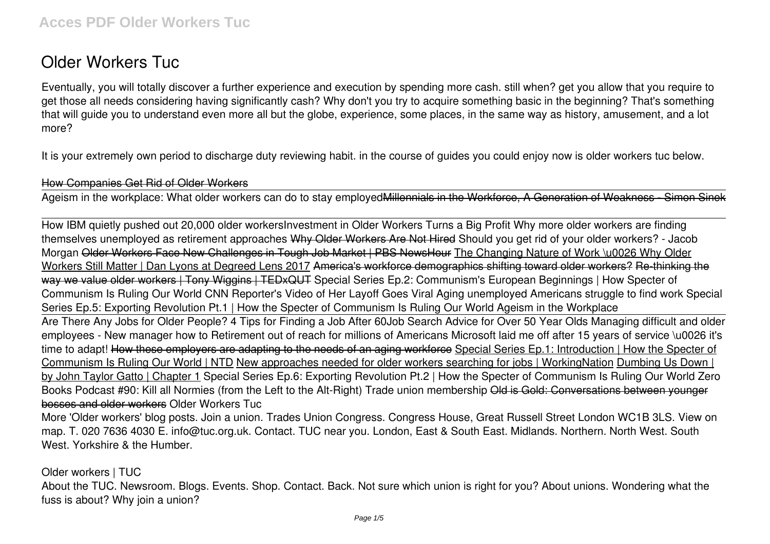# Older Workers Tuc

Eventually, you will totally discover a further experience and execution by spending more cash. still when? get you allow that you require to get those all needs considering having significantly cash? Why don't you try to acquire something basic in the beginning? That's something that will guide you to understand even more all but the globe, experience, some places, in the same way as history, amusement, and a lot more?

It is your extremely own period to discharge duty reviewing habit. in the course of guides you could enjoy now is older workers tuc below.

How Companies Get Rid of Older Workers

Ageism in the workplace: What older workers can do to stay employed~~Millennials in the Workforce, A Generation of Weakness - Simon Sinek~~

How IBM quietly pushed out 20,000 older workers*Investment in Older Workers Turns a Big Profit* *Why more older workers are finding themselves unemployed as retirement approaches* ~~Why Older Workers Are Not Hired~~ *Should you get rid of your older workers? - Jacob Morgan* ~~Older Workers Face New Challenges in Tough Job Market | PBS NewsHour~~ The Changing Nature of Work \u0026 Why Older Workers Still Matter | Dan Lyons at Degreed Lens 2017 ~~America's workforce demographics shifting toward older workers?~~ ~~Re-thinking the way we value older workers | Tony Wiggins | TEDxQUT~~ *Special Series Ep.2: Communism's European Beginnings | How Specter of Communism Is Ruling Our World* *CNN Reporter's Video of Her Layoff Goes Viral* *Aging unemployed Americans struggle to find work* *Special Series Ep.5: Exporting Revolution Pt.1 | How the Specter of Communism Is Ruling Our World* *Ageism in the Workplace*

Are There Any Jobs for Older People? 4 Tips for Finding a Job After 60*Job Search Advice for Over 50 Year Olds* *Managing difficult and older employees - New manager how to* *Retirement out of reach for millions of Americans* *Microsoft laid me off after 15 years of service \u0026 it's time to adapt!* ~~How these employers are adapting to the needs of an aging workforce~~ Special Series Ep.1: Introduction | How the Specter of Communism Is Ruling Our World | NTD New approaches needed for older workers searching for jobs | WorkingNation Dumbing Us Down | by John Taylor Gatto | Chapter 1 *Special Series Ep.6: Exporting Revolution Pt.2 | How the Specter of Communism Is Ruling Our World* *Zero Books Podcast #90: Kill all Normies (from the Left to the Alt-Right)* *Trade union membership* ~~Old is Gold: Conversations between younger bosses and older workers~~ *Older Workers Tuc*

More 'Older workers' blog posts. Join a union. Trades Union Congress. Congress House, Great Russell Street London WC1B 3LS. View on map. T. 020 7636 4030 E. info@tuc.org.uk. Contact. TUC near you. London, East & South East. Midlands. Northern. North West. South West. Yorkshire & the Humber.

*Older workers | TUC*

About the TUC. Newsroom. Blogs. Events. Shop. Contact. Back. Not sure which union is right for you? About unions. Wondering what the fuss is about? Why join a union?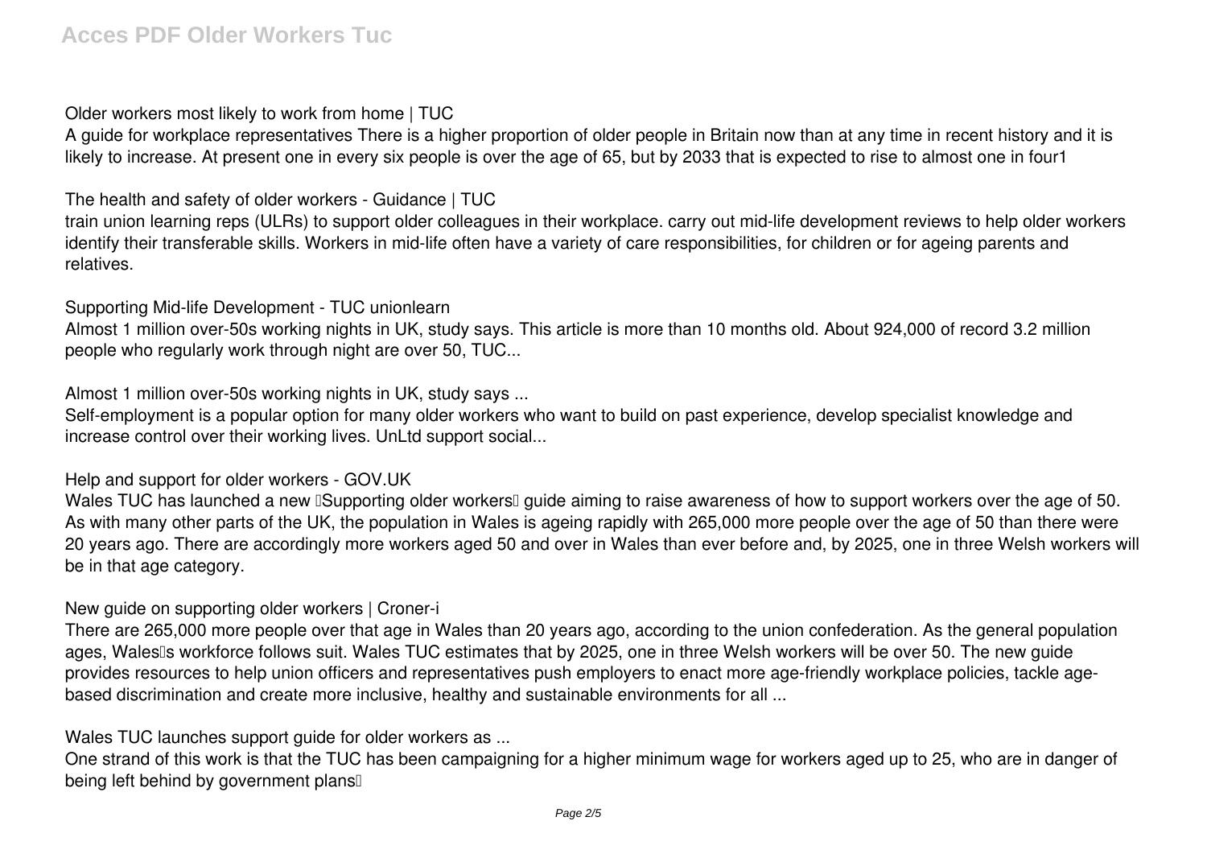**Older workers most likely to work from home | TUC**

A guide for workplace representatives There is a higher proportion of older people in Britain now than at any time in recent history and it is likely to increase. At present one in every six people is over the age of 65, but by 2033 that is expected to rise to almost one in four1

**The health and safety of older workers - Guidance | TUC**

train union learning reps (ULRs) to support older colleagues in their workplace. carry out mid-life development reviews to help older workers identify their transferable skills. Workers in mid-life often have a variety of care responsibilities, for children or for ageing parents and relatives.

**Supporting Mid-life Development - TUC unionlearn**

Almost 1 million over-50s working nights in UK, study says. This article is more than 10 months old. About 924,000 of record 3.2 million people who regularly work through night are over 50, TUC...

**Almost 1 million over-50s working nights in UK, study says ...**

Self-employment is a popular option for many older workers who want to build on past experience, develop specialist knowledge and increase control over their working lives. UnLtd support social...

**Help and support for older workers - GOV.UK**

Wales TUC has launched a new 'Supporting older workers' guide aiming to raise awareness of how to support workers over the age of 50. As with many other parts of the UK, the population in Wales is ageing rapidly with 265,000 more people over the age of 50 than there were 20 years ago. There are accordingly more workers aged 50 and over in Wales than ever before and, by 2025, one in three Welsh workers will be in that age category.

**New guide on supporting older workers | Croner-i**

There are 265,000 more people over that age in Wales than 20 years ago, according to the union confederation. As the general population ages, Wales's workforce follows suit. Wales TUC estimates that by 2025, one in three Welsh workers will be over 50. The new guide provides resources to help union officers and representatives push employers to enact more age-friendly workplace policies, tackle age-based discrimination and create more inclusive, healthy and sustainable environments for all ...

**Wales TUC launches support guide for older workers as ...**

One strand of this work is that the TUC has been campaigning for a higher minimum wage for workers aged up to 25, who are in danger of being left behind by government plans…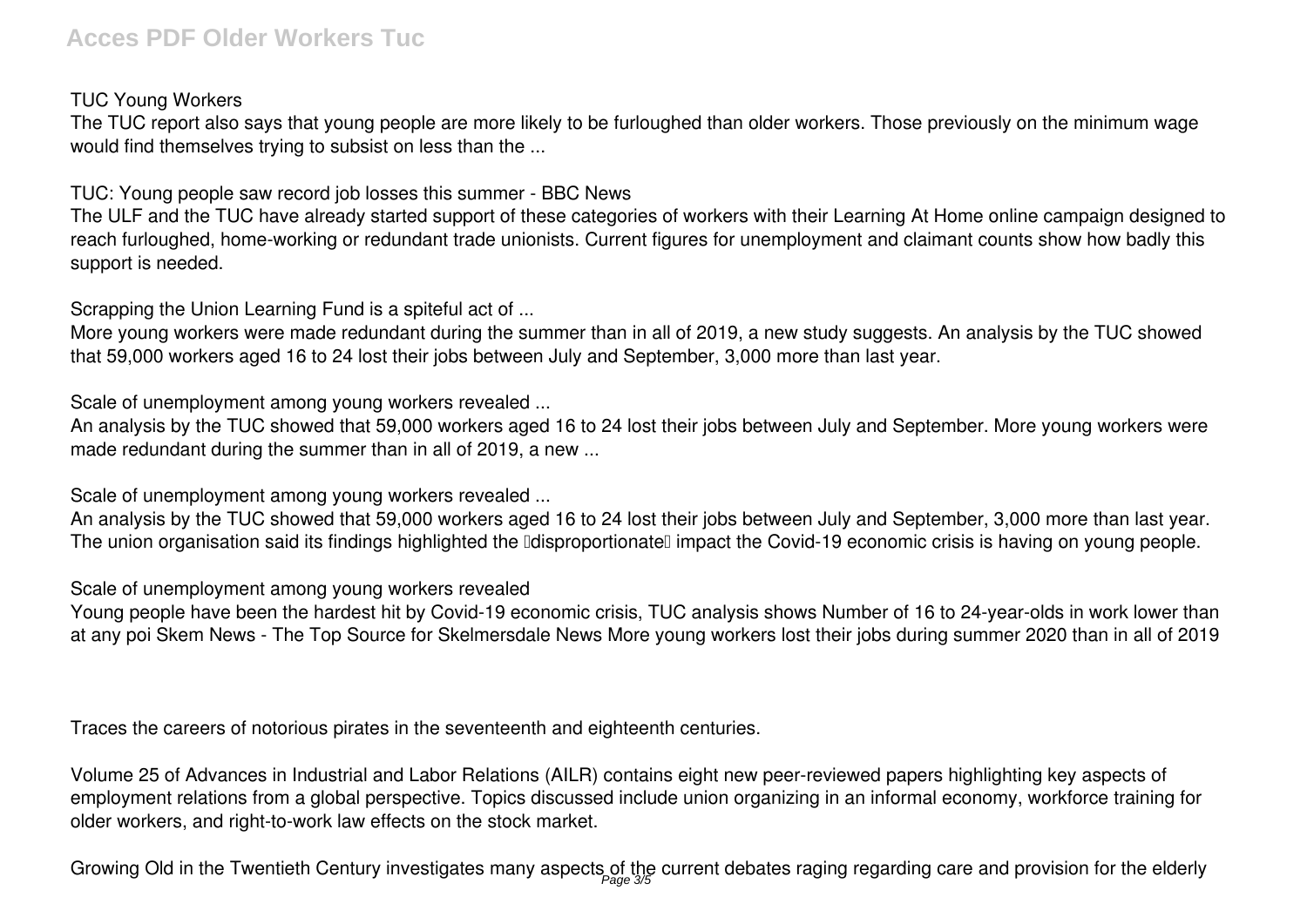TUC Young Workers

The TUC report also says that young people are more likely to be furloughed than older workers. Those previously on the minimum wage would find themselves trying to subsist on less than the ...

TUC: Young people saw record job losses this summer - BBC News

The ULF and the TUC have already started support of these categories of workers with their Learning At Home online campaign designed to reach furloughed, home-working or redundant trade unionists. Current figures for unemployment and claimant counts show how badly this support is needed.

Scrapping the Union Learning Fund is a spiteful act of ...

More young workers were made redundant during the summer than in all of 2019, a new study suggests. An analysis by the TUC showed that 59,000 workers aged 16 to 24 lost their jobs between July and September, 3,000 more than last year.

Scale of unemployment among young workers revealed ...

An analysis by the TUC showed that 59,000 workers aged 16 to 24 lost their jobs between July and September. More young workers were made redundant during the summer than in all of 2019, a new ...

Scale of unemployment among young workers revealed ...

An analysis by the TUC showed that 59,000 workers aged 16 to 24 lost their jobs between July and September, 3,000 more than last year. The union organisation said its findings highlighted the "disproportionate" impact the Covid-19 economic crisis is having on young people.

Scale of unemployment among young workers revealed

Young people have been the hardest hit by Covid-19 economic crisis, TUC analysis shows Number of 16 to 24-year-olds in work lower than at any poi Skem News - The Top Source for Skelmersdale News More young workers lost their jobs during summer 2020 than in all of 2019

Traces the careers of notorious pirates in the seventeenth and eighteenth centuries.

Volume 25 of Advances in Industrial and Labor Relations (AILR) contains eight new peer-reviewed papers highlighting key aspects of employment relations from a global perspective. Topics discussed include union organizing in an informal economy, workforce training for older workers, and right-to-work law effects on the stock market.

Growing Old in the Twentieth Century investigates many aspects of the current debates raging regarding care and provision for the elderly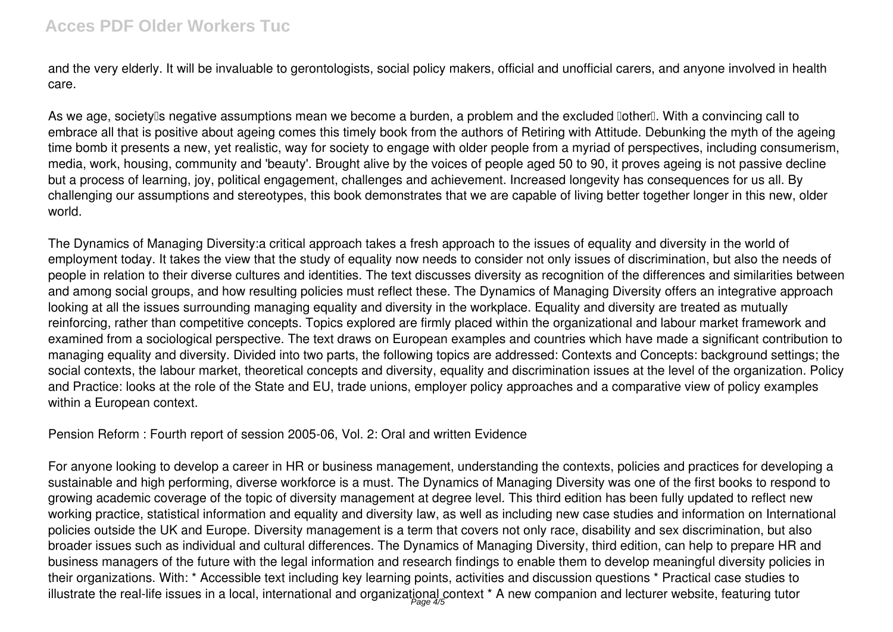and the very elderly. It will be invaluable to gerontologists, social policy makers, official and unofficial carers, and anyone involved in health care.

As we age, society's negative assumptions mean we become a burden, a problem and the excluded 'other'. With a convincing call to embrace all that is positive about ageing comes this timely book from the authors of Retiring with Attitude. Debunking the myth of the ageing time bomb it presents a new, yet realistic, way for society to engage with older people from a myriad of perspectives, including consumerism, media, work, housing, community and 'beauty'. Brought alive by the voices of people aged 50 to 90, it proves ageing is not passive decline but a process of learning, joy, political engagement, challenges and achievement. Increased longevity has consequences for us all. By challenging our assumptions and stereotypes, this book demonstrates that we are capable of living better together longer in this new, older world.

The Dynamics of Managing Diversity:a critical approach takes a fresh approach to the issues of equality and diversity in the world of employment today. It takes the view that the study of equality now needs to consider not only issues of discrimination, but also the needs of people in relation to their diverse cultures and identities. The text discusses diversity as recognition of the differences and similarities between and among social groups, and how resulting policies must reflect these. The Dynamics of Managing Diversity offers an integrative approach looking at all the issues surrounding managing equality and diversity in the workplace. Equality and diversity are treated as mutually reinforcing, rather than competitive concepts. Topics explored are firmly placed within the organizational and labour market framework and examined from a sociological perspective. The text draws on European examples and countries which have made a significant contribution to managing equality and diversity. Divided into two parts, the following topics are addressed: Contexts and Concepts: background settings; the social contexts, the labour market, theoretical concepts and diversity, equality and discrimination issues at the level of the organization. Policy and Practice: looks at the role of the State and EU, trade unions, employer policy approaches and a comparative view of policy examples within a European context.

Pension Reform : Fourth report of session 2005-06, Vol. 2: Oral and written Evidence

For anyone looking to develop a career in HR or business management, understanding the contexts, policies and practices for developing a sustainable and high performing, diverse workforce is a must. The Dynamics of Managing Diversity was one of the first books to respond to growing academic coverage of the topic of diversity management at degree level. This third edition has been fully updated to reflect new working practice, statistical information and equality and diversity law, as well as including new case studies and information on International policies outside the UK and Europe. Diversity management is a term that covers not only race, disability and sex discrimination, but also broader issues such as individual and cultural differences. The Dynamics of Managing Diversity, third edition, can help to prepare HR and business managers of the future with the legal information and research findings to enable them to develop meaningful diversity policies in their organizations. With: * Accessible text including key learning points, activities and discussion questions * Practical case studies to illustrate the real-life issues in a local, international and organizational context * A new companion and lecturer website, featuring tutor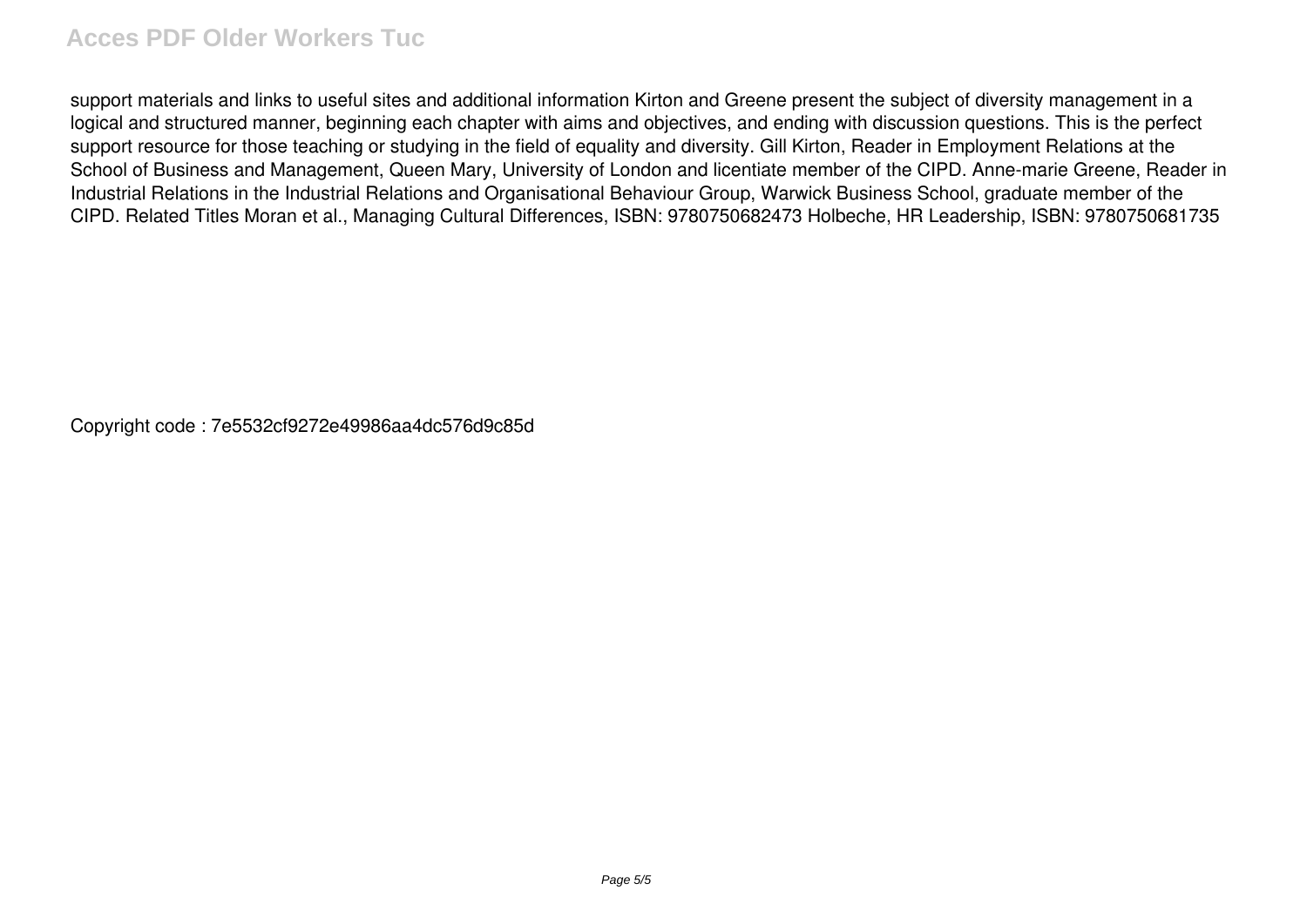support materials and links to useful sites and additional information Kirton and Greene present the subject of diversity management in a logical and structured manner, beginning each chapter with aims and objectives, and ending with discussion questions. This is the perfect support resource for those teaching or studying in the field of equality and diversity. Gill Kirton, Reader in Employment Relations at the School of Business and Management, Queen Mary, University of London and licentiate member of the CIPD. Anne-marie Greene, Reader in Industrial Relations in the Industrial Relations and Organisational Behaviour Group, Warwick Business School, graduate member of the CIPD. Related Titles Moran et al., Managing Cultural Differences, ISBN: 9780750682473 Holbeche, HR Leadership, ISBN: 9780750681735

Copyright code : 7e5532cf9272e49986aa4dc576d9c85d